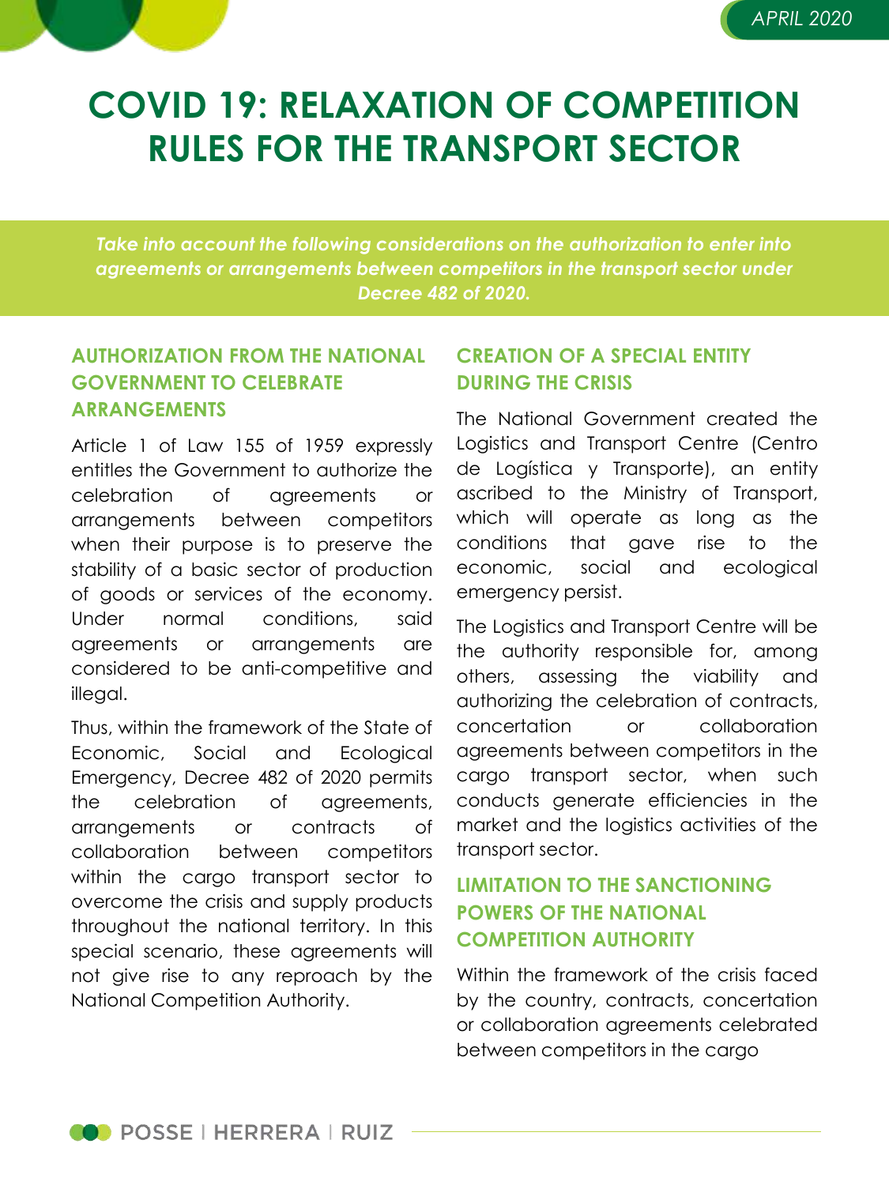# COVID 19: RELAXATION OF COMPETITION RULES FOR THE TRANSPORT SECTOR

***Take into account the following considerations on the authorization to enter into agreements or arrangements between competitors in the transport sector under Decree 482 of 2020.***

## AUTHORIZATION FROM THE NATIONAL GOVERNMENT TO CELEBRATE ARRANGEMENTS

Article 1 of Law 155 of 1959 expressly entitles the Government to authorize the celebration of agreements or arrangements between competitors when their purpose is to preserve the stability of a basic sector of production of goods or services of the economy. Under normal conditions, said agreements or arrangements are considered to be anti-competitive and illegal.

Thus, within the framework of the State of Economic, Social and Ecological Emergency, Decree 482 of 2020 permits the celebration of agreements, arrangements or contracts of collaboration between competitors within the cargo transport sector to overcome the crisis and supply products throughout the national territory. In this special scenario, these agreements will not give rise to any reproach by the National Competition Authority.

## CREATION OF A SPECIAL ENTITY DURING THE CRISIS

The National Government created the Logistics and Transport Centre (Centro de Logística y Transporte), an entity ascribed to the Ministry of Transport, which will operate as long as the conditions that gave rise to the economic, social and ecological emergency persist.

The Logistics and Transport Centre will be the authority responsible for, among others, assessing the viability and authorizing the celebration of contracts, concertation or collaboration agreements between competitors in the cargo transport sector, when such conducts generate efficiencies in the market and the logistics activities of the transport sector.

## LIMITATION TO THE SANCTIONING POWERS OF THE NATIONAL COMPETITION AUTHORITY

Within the framework of the crisis faced by the country, contracts, concertation or collaboration agreements celebrated between competitors in the cargo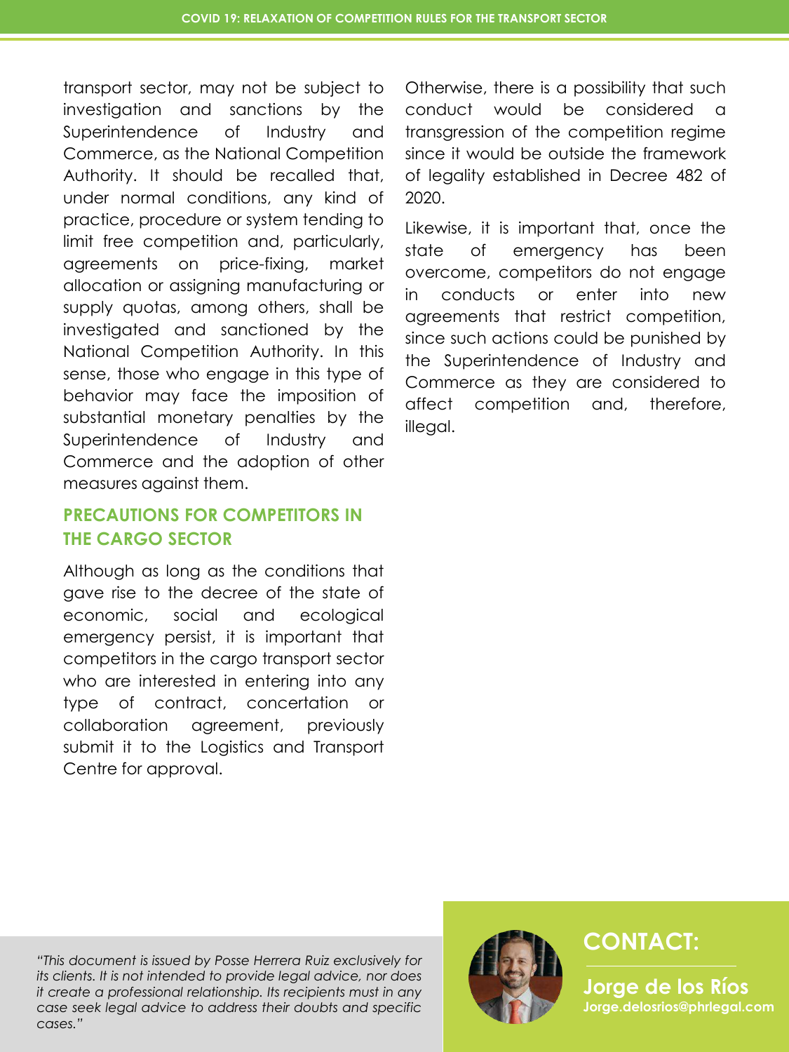transport sector, may not be subject to investigation and sanctions by the Superintendence of Industry and Commerce, as the National Competition Authority. It should be recalled that, under normal conditions, any kind of practice, procedure or system tending to limit free competition and, particularly, agreements on price-fixing, market allocation or assigning manufacturing or supply quotas, among others, shall be investigated and sanctioned by the National Competition Authority. In this sense, those who engage in this type of behavior may face the imposition of substantial monetary penalties by the Superintendence of Industry and Commerce and the adoption of other measures against them.

## PRECAUTIONS FOR COMPETITORS IN THE CARGO SECTOR

Although as long as the conditions that gave rise to the decree of the state of economic, social and ecological emergency persist, it is important that competitors in the cargo transport sector who are interested in entering into any type of contract, concertation or collaboration agreement, previously submit it to the Logistics and Transport Centre for approval.

Otherwise, there is a possibility that such conduct would be considered a transgression of the competition regime since it would be outside the framework of legality established in Decree 482 of 2020.

Likewise, it is important that, once the state of emergency has been overcome, competitors do not engage in conducts or enter into new agreements that restrict competition, since such actions could be punished by the Superintendence of Industry and Commerce as they are considered to affect competition and, therefore, illegal.

*"This document is issued by Posse Herrera Ruiz exclusively for its clients. It is not intended to provide legal advice, nor does it create a professional relationship. Its recipients must in any case seek legal advice to address their doubts and specific cases."*

## CONTACT:

**Jorge de los Ríos**
**Jorge.delosrios@phrlegal.com**